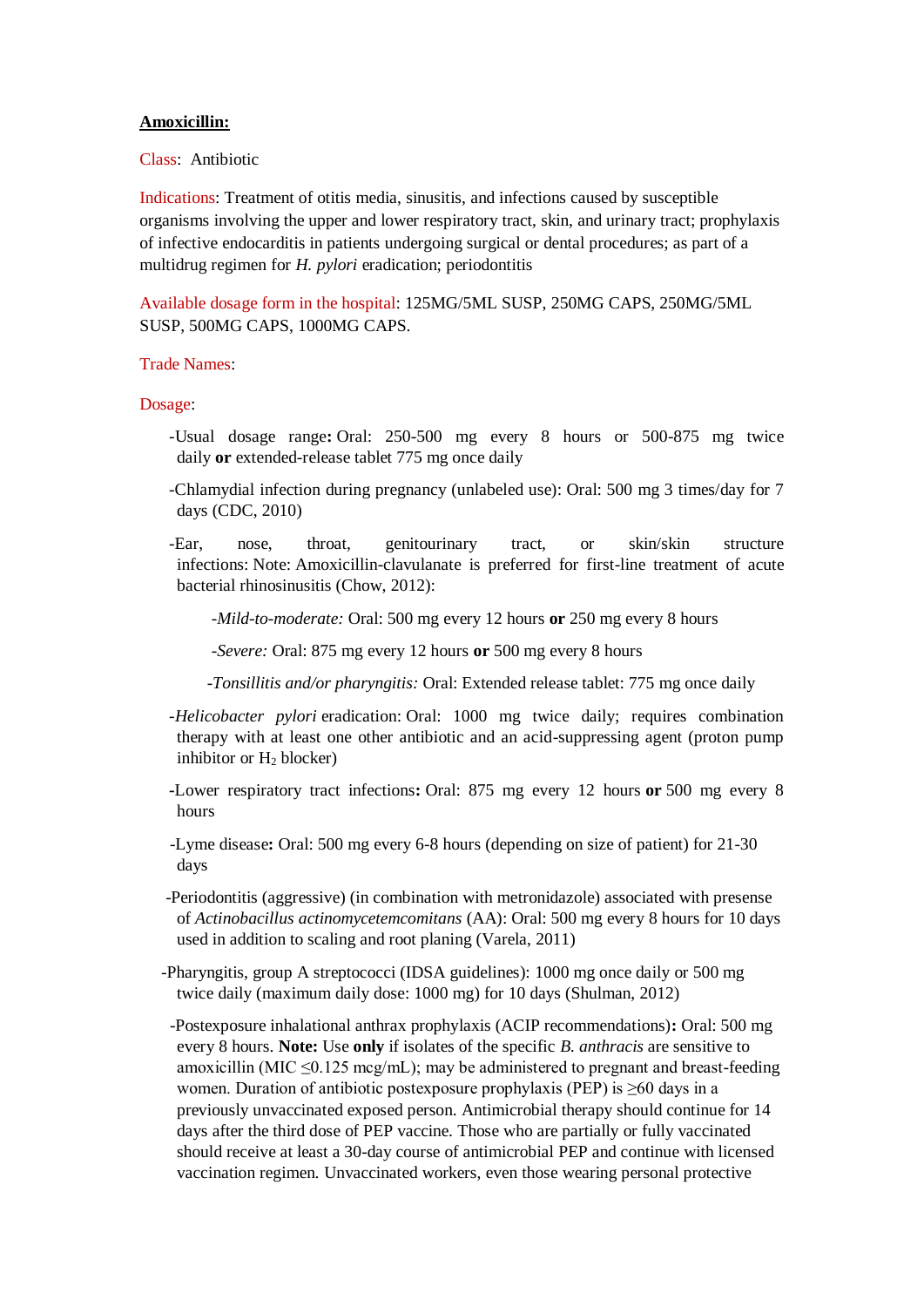**Amoxicillin:**

Class: Antibiotic

Indications: Treatment of otitis media, sinusitis, and infections caused by susceptible organisms involving the upper and lower respiratory tract, skin, and urinary tract; prophylaxis of infective endocarditis in patients undergoing surgical or dental procedures; as part of a multidrug regimen for *H. pylori* eradication; periodontitis

Available dosage form in the hospital: 125MG/5ML SUSP, 250MG CAPS, 250MG/5ML SUSP, 500MG CAPS, 1000MG CAPS.

Trade Names:

Dosage:

- -Usual dosage range**:** Oral: 250-500 mg every 8 hours or 500-875 mg twice daily **or** extended-release tablet 775 mg once daily
- -Chlamydial infection during pregnancy (unlabeled use): Oral: 500 mg 3 times/day for 7 days (CDC, 2010)
- -Ear, nose, throat, genitourinary tract, or skin/skin structure infections: Note: Amoxicillin-clavulanate is preferred for first-line treatment of acute bacterial rhinosinusitis (Chow, 2012):
  - -*Mild-to-moderate:* Oral: 500 mg every 12 hours **or** 250 mg every 8 hours
  - -*Severe:* Oral: 875 mg every 12 hours **or** 500 mg every 8 hours
  - -*Tonsillitis and/or pharyngitis:* Oral: Extended release tablet: 775 mg once daily
- -*Helicobacter pylori* eradication: Oral: 1000 mg twice daily; requires combination therapy with at least one other antibiotic and an acid-suppressing agent (proton pump inhibitor or $H_2$ blocker)
- -Lower respiratory tract infections**:** Oral: 875 mg every 12 hours **or** 500 mg every 8 hours
- -Lyme disease**:** Oral: 500 mg every 6-8 hours (depending on size of patient) for 21-30 days
- -Periodontitis (aggressive) (in combination with metronidazole) associated with presense of *Actinobacillus actinomycetemcomitans* (AA): Oral: 500 mg every 8 hours for 10 days used in addition to scaling and root planing (Varela, 2011)
- -Pharyngitis, group A streptococci (IDSA guidelines): 1000 mg once daily or 500 mg twice daily (maximum daily dose: 1000 mg) for 10 days (Shulman, 2012)
- -Postexposure inhalational anthrax prophylaxis (ACIP recommendations)**:** Oral: 500 mg every 8 hours. **Note:** Use **only** if isolates of the specific *B. anthracis* are sensitive to amoxicillin (MIC ≤0.125 mcg/mL); may be administered to pregnant and breast-feeding women. Duration of antibiotic postexposure prophylaxis (PEP) is ≥60 days in a previously unvaccinated exposed person. Antimicrobial therapy should continue for 14 days after the third dose of PEP vaccine. Those who are partially or fully vaccinated should receive at least a 30-day course of antimicrobial PEP and continue with licensed vaccination regimen. Unvaccinated workers, even those wearing personal protective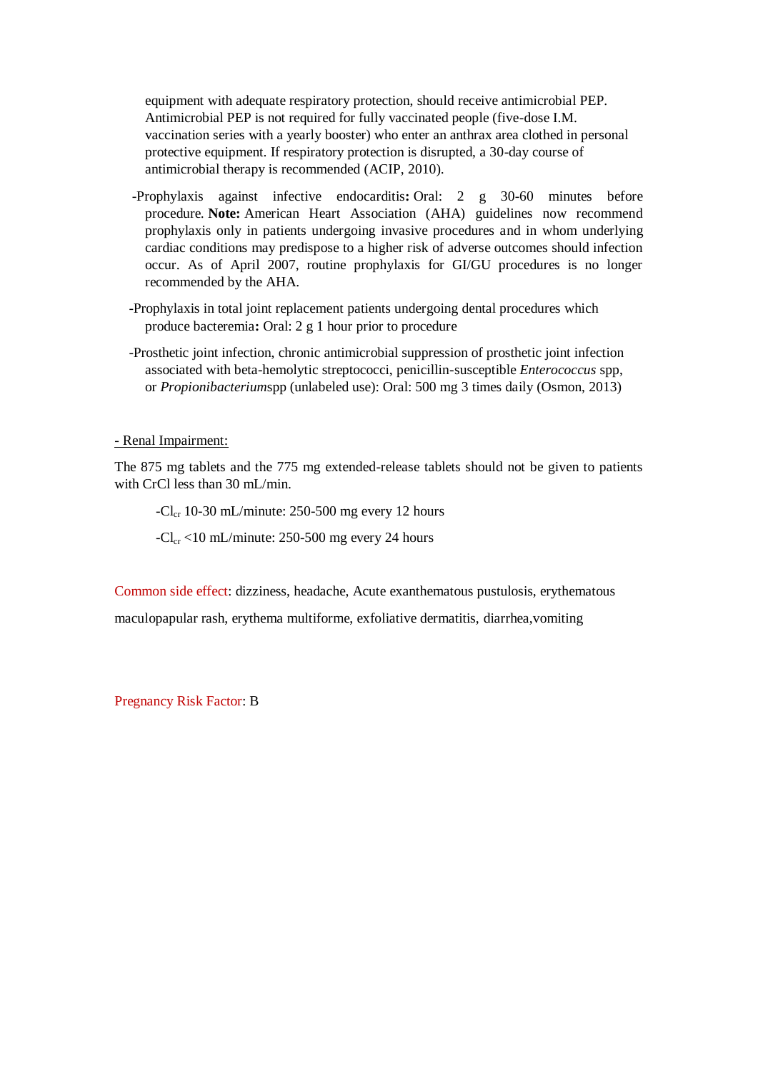equipment with adequate respiratory protection, should receive antimicrobial PEP. Antimicrobial PEP is not required for fully vaccinated people (five-dose I.M. vaccination series with a yearly booster) who enter an anthrax area clothed in personal protective equipment. If respiratory protection is disrupted, a 30-day course of antimicrobial therapy is recommended (ACIP, 2010).

-Prophylaxis against infective endocarditis**:** Oral: 2 g 30-60 minutes before procedure. **Note:** American Heart Association (AHA) guidelines now recommend prophylaxis only in patients undergoing invasive procedures and in whom underlying cardiac conditions may predispose to a higher risk of adverse outcomes should infection occur. As of April 2007, routine prophylaxis for GI/GU procedures is no longer recommended by the AHA.

-Prophylaxis in total joint replacement patients undergoing dental procedures which produce bacteremia**:** Oral: 2 g 1 hour prior to procedure

-Prosthetic joint infection, chronic antimicrobial suppression of prosthetic joint infection associated with beta-hemolytic streptococci, penicillin-susceptible *Enterococcus* spp, or *Propionibacterium*spp (unlabeled use): Oral: 500 mg 3 times daily (Osmon, 2013)

- Renal Impairment:

The 875 mg tablets and the 775 mg extended-release tablets should not be given to patients with CrCl less than 30 mL/min.

-$Cl_{cr}$ 10-30 mL/minute: 250-500 mg every 12 hours

-$Cl_{cr}$ <10 mL/minute: 250-500 mg every 24 hours

Common side effect: dizziness, headache, Acute exanthematous pustulosis, erythematous maculopapular rash, erythema multiforme, exfoliative dermatitis, diarrhea,vomiting

Pregnancy Risk Factor: B